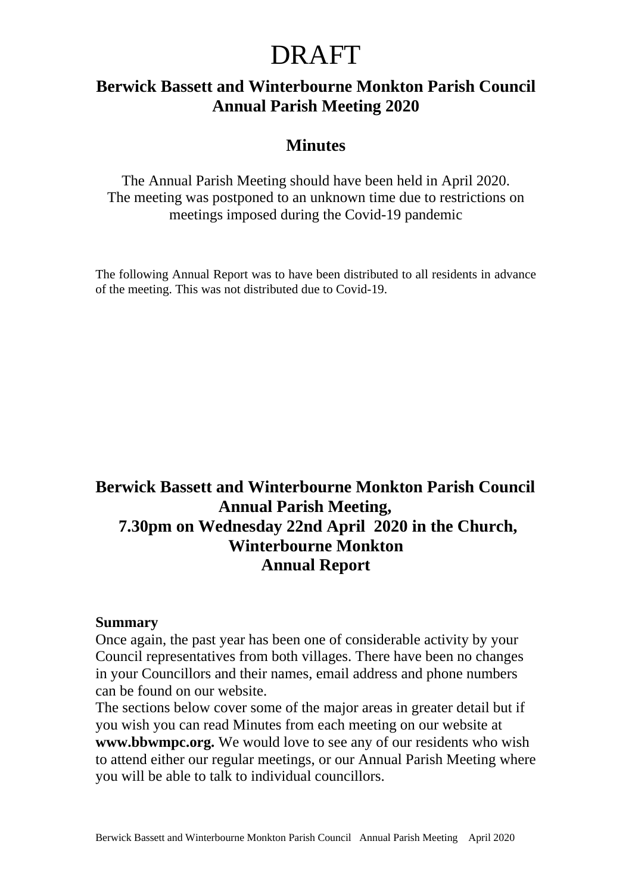# DRAFT

## Berwick Bassett and Winterbourne Monkton Parish Council
## Annual Parish Meeting 2020

## Minutes

The Annual Parish Meeting should have been held in April 2020.
The meeting was postponed to an unknown time due to restrictions on meetings imposed during the Covid-19 pandemic

The following Annual Report was to have been distributed to all residents in advance of the meeting. This was not distributed due to Covid-19.

## Berwick Bassett and Winterbourne Monkton Parish Council
## Annual Parish Meeting,
## 7.30pm on Wednesday 22nd April 2020 in the Church, Winterbourne Monkton
## Annual Report

**Summary**

Once again, the past year has been one of considerable activity by your Council representatives from both villages. There have been no changes in your Councillors and their names, email address and phone numbers can be found on our website.

The sections below cover some of the major areas in greater detail but if you wish you can read Minutes from each meeting on our website at **www.bbwmpc.org.** We would love to see any of our residents who wish to attend either our regular meetings, or our Annual Parish Meeting where you will be able to talk to individual councillors.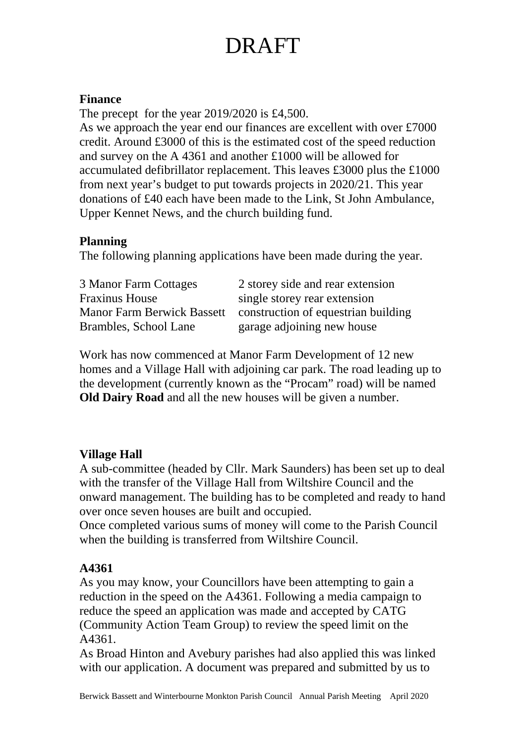# DRAFT

**Finance**

The precept  for the year 2019/2020 is £4,500.
As we approach the year end our finances are excellent with over £7000 credit. Around £3000 of this is the estimated cost of the speed reduction and survey on the A 4361 and another £1000 will be allowed for accumulated defibrillator replacement. This leaves £3000 plus the £1000 from next year's budget to put towards projects in 2020/21. This year donations of £40 each have been made to the Link, St John Ambulance, Upper Kennet News, and the church building fund.

**Planning**

The following planning applications have been made during the year.

| | |
|---|---|
| 3 Manor Farm Cottages | 2 storey side and rear extension |
| Fraxinus House | single storey rear extension |
| Manor Farm Berwick Bassett | construction of equestrian building |
| Brambles, School Lane | garage adjoining new house |

Work has now commenced at Manor Farm Development of 12 new homes and a Village Hall with adjoining car park. The road leading up to the development (currently known as the "Procam" road) will be named **Old Dairy Road** and all the new houses will be given a number.

**Village Hall**

A sub-committee (headed by Cllr. Mark Saunders) has been set up to deal with the transfer of the Village Hall from Wiltshire Council and the onward management. The building has to be completed and ready to hand over once seven houses are built and occupied.
Once completed various sums of money will come to the Parish Council when the building is transferred from Wiltshire Council.

**A4361**

As you may know, your Councillors have been attempting to gain a reduction in the speed on the A4361. Following a media campaign to reduce the speed an application was made and accepted by CATG (Community Action Team Group) to review the speed limit on the A4361.
As Broad Hinton and Avebury parishes had also applied this was linked with our application. A document was prepared and submitted by us to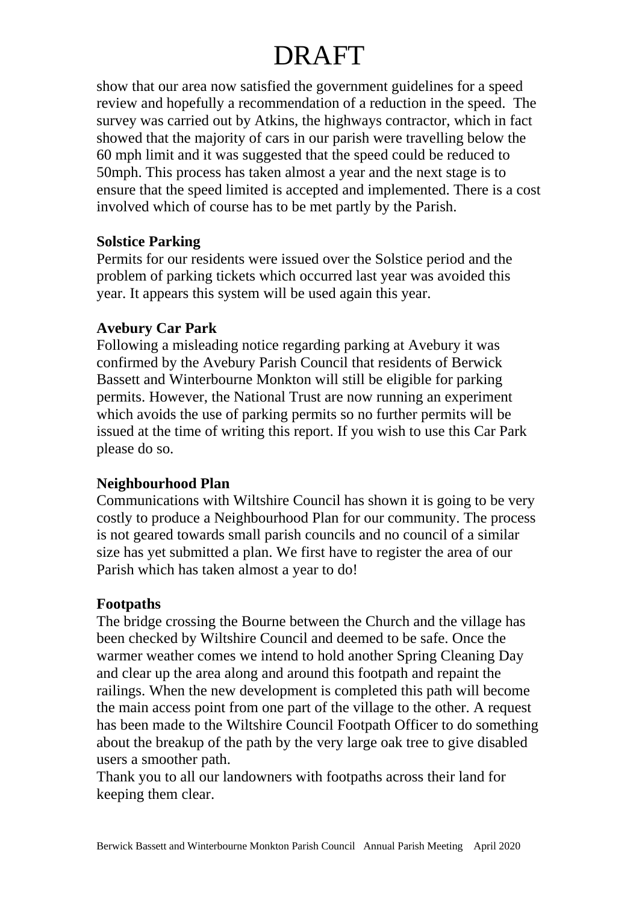show that our area now satisfied the government guidelines for a speed review and hopefully a recommendation of a reduction in the speed. The survey was carried out by Atkins, the highways contractor, which in fact showed that the majority of cars in our parish were travelling below the 60 mph limit and it was suggested that the speed could be reduced to 50mph. This process has taken almost a year and the next stage is to ensure that the speed limited is accepted and implemented. There is a cost involved which of course has to be met partly by the Parish.

**Solstice Parking**

Permits for our residents were issued over the Solstice period and the problem of parking tickets which occurred last year was avoided this year. It appears this system will be used again this year.

**Avebury Car Park**

Following a misleading notice regarding parking at Avebury it was confirmed by the Avebury Parish Council that residents of Berwick Bassett and Winterbourne Monkton will still be eligible for parking permits. However, the National Trust are now running an experiment which avoids the use of parking permits so no further permits will be issued at the time of writing this report. If you wish to use this Car Park please do so.

**Neighbourhood Plan**

Communications with Wiltshire Council has shown it is going to be very costly to produce a Neighbourhood Plan for our community. The process is not geared towards small parish councils and no council of a similar size has yet submitted a plan. We first have to register the area of our Parish which has taken almost a year to do!

**Footpaths**

The bridge crossing the Bourne between the Church and the village has been checked by Wiltshire Council and deemed to be safe. Once the warmer weather comes we intend to hold another Spring Cleaning Day and clear up the area along and around this footpath and repaint the railings. When the new development is completed this path will become the main access point from one part of the village to the other. A request has been made to the Wiltshire Council Footpath Officer to do something about the breakup of the path by the very large oak tree to give disabled users a smoother path.

Thank you to all our landowners with footpaths across their land for keeping them clear.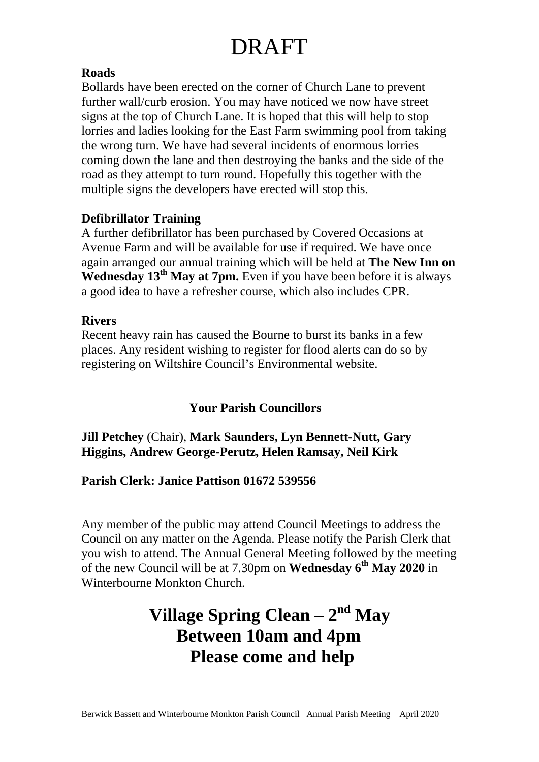# DRAFT

**Roads**

Bollards have been erected on the corner of Church Lane to prevent further wall/curb erosion. You may have noticed we now have street signs at the top of Church Lane. It is hoped that this will help to stop lorries and ladies looking for the East Farm swimming pool from taking the wrong turn. We have had several incidents of enormous lorries coming down the lane and then destroying the banks and the side of the road as they attempt to turn round. Hopefully this together with the multiple signs the developers have erected will stop this.

**Defibrillator Training**

A further defibrillator has been purchased by Covered Occasions at Avenue Farm and will be available for use if required. We have once again arranged our annual training which will be held at **The New Inn on Wednesday 13th May at 7pm.** Even if you have been before it is always a good idea to have a refresher course, which also includes CPR.

**Rivers**

Recent heavy rain has caused the Bourne to burst its banks in a few places. Any resident wishing to register for flood alerts can do so by registering on Wiltshire Council's Environmental website.

**Your Parish Councillors**

**Jill Petchey** (Chair), **Mark Saunders, Lyn Bennett-Nutt, Gary Higgins, Andrew George-Perutz, Helen Ramsay, Neil Kirk**

**Parish Clerk: Janice Pattison 01672 539556**

Any member of the public may attend Council Meetings to address the Council on any matter on the Agenda. Please notify the Parish Clerk that you wish to attend. The Annual General Meeting followed by the meeting of the new Council will be at 7.30pm on **Wednesday 6th May 2020** in Winterbourne Monkton Church.

## Village Spring Clean – 2nd May
## Between 10am and 4pm
## Please come and help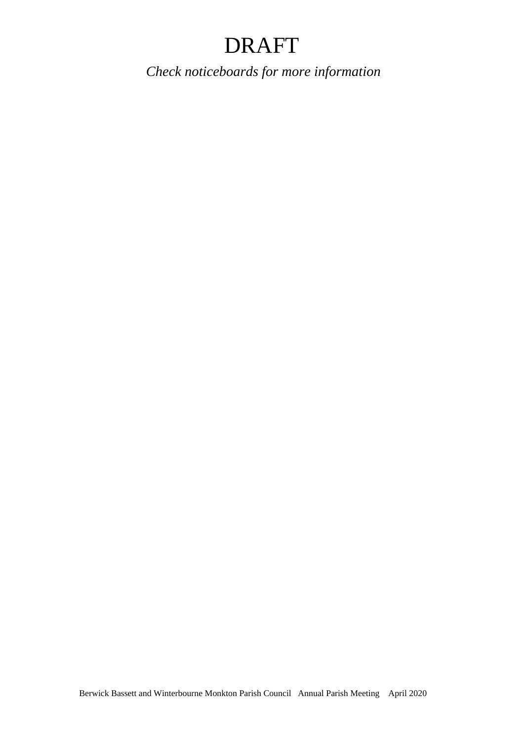# DRAFT

*Check noticeboards for more information*